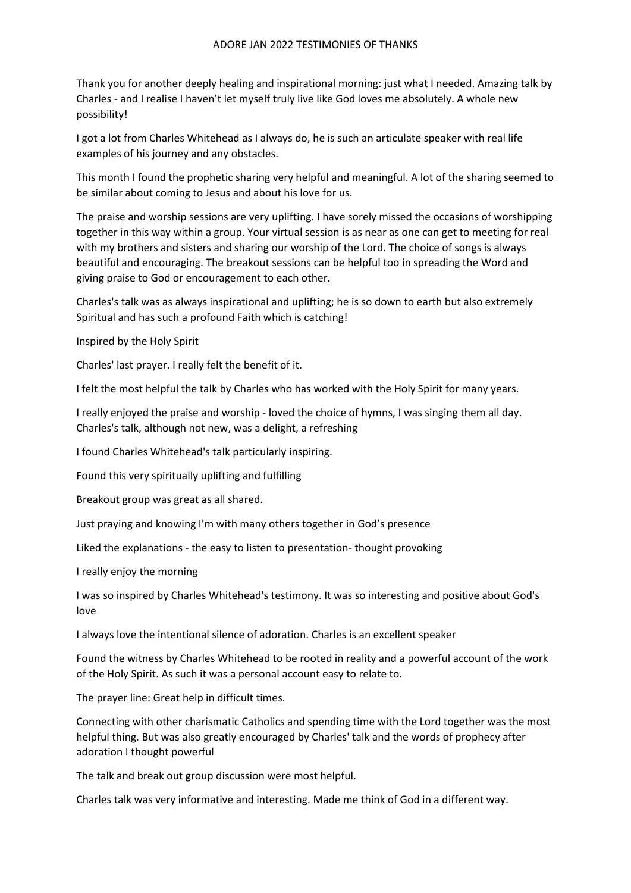# ADORE JAN 2022 TESTIMONIES OF THANKS

Thank you for another deeply healing and inspirational morning: just what I needed. Amazing talk by Charles - and I realise I haven't let myself truly live like God loves me absolutely. A whole new possibility!

I got a lot from Charles Whitehead as I always do, he is such an articulate speaker with real life examples of his journey and any obstacles.

This month I found the prophetic sharing very helpful and meaningful. A lot of the sharing seemed to be similar about coming to Jesus and about his love for us.

The praise and worship sessions are very uplifting. I have sorely missed the occasions of worshipping together in this way within a group. Your virtual session is as near as one can get to meeting for real with my brothers and sisters and sharing our worship of the Lord. The choice of songs is always beautiful and encouraging. The breakout sessions can be helpful too in spreading the Word and giving praise to God or encouragement to each other.

Charles's talk was as always inspirational and uplifting; he is so down to earth but also extremely Spiritual and has such a profound Faith which is catching!

Inspired by the Holy Spirit

Charles' last prayer. I really felt the benefit of it.

I felt the most helpful the talk by Charles who has worked with the Holy Spirit for many years.

I really enjoyed the praise and worship - loved the choice of hymns, I was singing them all day. Charles's talk, although not new, was a delight, a refreshing

I found Charles Whitehead's talk particularly inspiring.

Found this very spiritually uplifting and fulfilling

Breakout group was great as all shared.

Just praying and knowing I'm with many others together in God's presence

Liked the explanations - the easy to listen to presentation- thought provoking

I really enjoy the morning

I was so inspired by Charles Whitehead's testimony. It was so interesting and positive about God's love

I always love the intentional silence of adoration. Charles is an excellent speaker

Found the witness by Charles Whitehead to be rooted in reality and a powerful account of the work of the Holy Spirit. As such it was a personal account easy to relate to.

The prayer line: Great help in difficult times.

Connecting with other charismatic Catholics and spending time with the Lord together was the most helpful thing. But was also greatly encouraged by Charles' talk and the words of prophecy after adoration I thought powerful

The talk and break out group discussion were most helpful.

Charles talk was very informative and interesting. Made me think of God in a different way.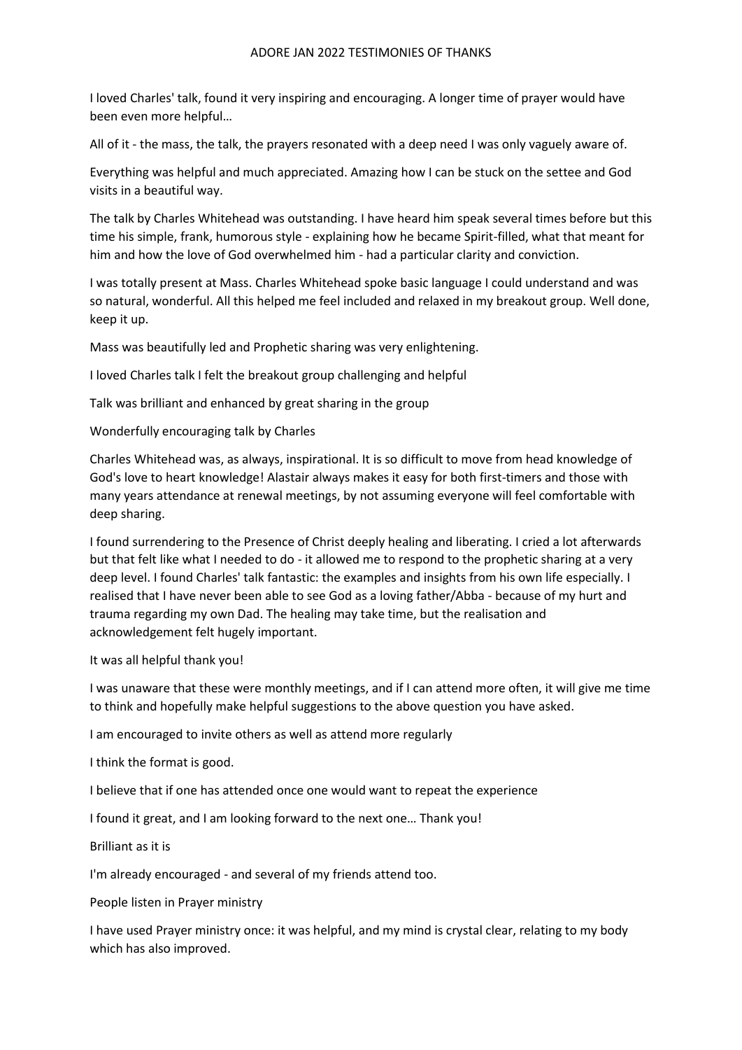# ADORE JAN 2022 TESTIMONIES OF THANKS

I loved Charles' talk, found it very inspiring and encouraging. A longer time of prayer would have been even more helpful…

All of it - the mass, the talk, the prayers resonated with a deep need I was only vaguely aware of.

Everything was helpful and much appreciated. Amazing how I can be stuck on the settee and God visits in a beautiful way.

The talk by Charles Whitehead was outstanding. I have heard him speak several times before but this time his simple, frank, humorous style - explaining how he became Spirit-filled, what that meant for him and how the love of God overwhelmed him - had a particular clarity and conviction.

I was totally present at Mass. Charles Whitehead spoke basic language I could understand and was so natural, wonderful. All this helped me feel included and relaxed in my breakout group. Well done, keep it up.

Mass was beautifully led and Prophetic sharing was very enlightening.

I loved Charles talk I felt the breakout group challenging and helpful

Talk was brilliant and enhanced by great sharing in the group

Wonderfully encouraging talk by Charles

Charles Whitehead was, as always, inspirational. It is so difficult to move from head knowledge of God's love to heart knowledge! Alastair always makes it easy for both first-timers and those with many years attendance at renewal meetings, by not assuming everyone will feel comfortable with deep sharing.

I found surrendering to the Presence of Christ deeply healing and liberating. I cried a lot afterwards but that felt like what I needed to do - it allowed me to respond to the prophetic sharing at a very deep level. I found Charles' talk fantastic: the examples and insights from his own life especially. I realised that I have never been able to see God as a loving father/Abba - because of my hurt and trauma regarding my own Dad. The healing may take time, but the realisation and acknowledgement felt hugely important.

It was all helpful thank you!

I was unaware that these were monthly meetings, and if I can attend more often, it will give me time to think and hopefully make helpful suggestions to the above question you have asked.

I am encouraged to invite others as well as attend more regularly

I think the format is good.

I believe that if one has attended once one would want to repeat the experience

I found it great, and I am looking forward to the next one… Thank you!

Brilliant as it is

I'm already encouraged - and several of my friends attend too.

People listen in Prayer ministry

I have used Prayer ministry once: it was helpful, and my mind is crystal clear, relating to my body which has also improved.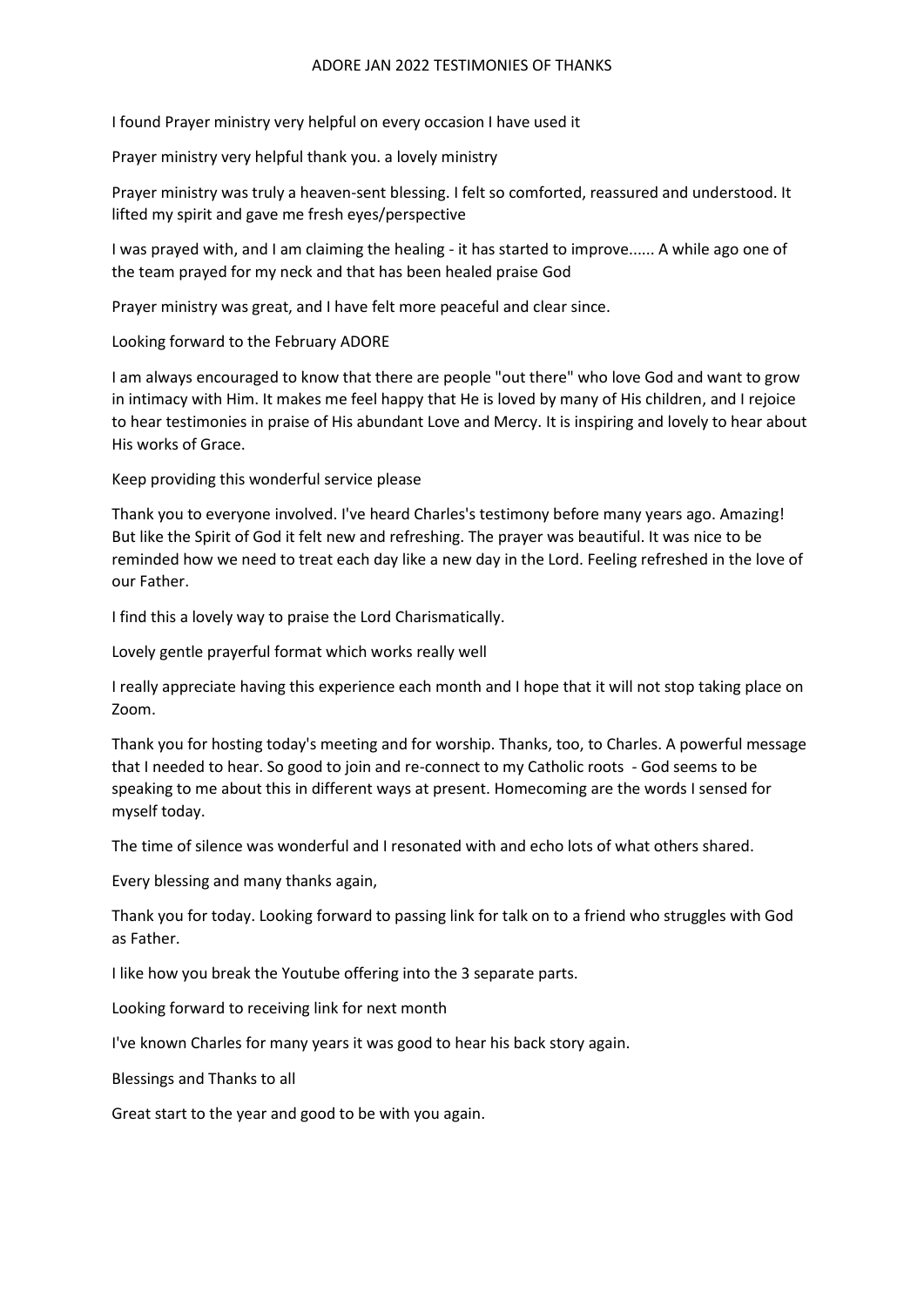# ADORE JAN 2022 TESTIMONIES OF THANKS

I found Prayer ministry very helpful on every occasion I have used it

Prayer ministry very helpful thank you. a lovely ministry

Prayer ministry was truly a heaven-sent blessing. I felt so comforted, reassured and understood. It lifted my spirit and gave me fresh eyes/perspective

I was prayed with, and I am claiming the healing - it has started to improve...... A while ago one of the team prayed for my neck and that has been healed praise God

Prayer ministry was great, and I have felt more peaceful and clear since.

Looking forward to the February ADORE

I am always encouraged to know that there are people "out there" who love God and want to grow in intimacy with Him. It makes me feel happy that He is loved by many of His children, and I rejoice to hear testimonies in praise of His abundant Love and Mercy. It is inspiring and lovely to hear about His works of Grace.

Keep providing this wonderful service please

Thank you to everyone involved. I've heard Charles's testimony before many years ago. Amazing! But like the Spirit of God it felt new and refreshing. The prayer was beautiful. It was nice to be reminded how we need to treat each day like a new day in the Lord. Feeling refreshed in the love of our Father.

I find this a lovely way to praise the Lord Charismatically.

Lovely gentle prayerful format which works really well

I really appreciate having this experience each month and I hope that it will not stop taking place on Zoom.

Thank you for hosting today's meeting and for worship. Thanks, too, to Charles. A powerful message that I needed to hear. So good to join and re-connect to my Catholic roots - God seems to be speaking to me about this in different ways at present. Homecoming are the words I sensed for myself today.

The time of silence was wonderful and I resonated with and echo lots of what others shared.

Every blessing and many thanks again,

Thank you for today. Looking forward to passing link for talk on to a friend who struggles with God as Father.

I like how you break the Youtube offering into the 3 separate parts.

Looking forward to receiving link for next month

I've known Charles for many years it was good to hear his back story again.

Blessings and Thanks to all

Great start to the year and good to be with you again.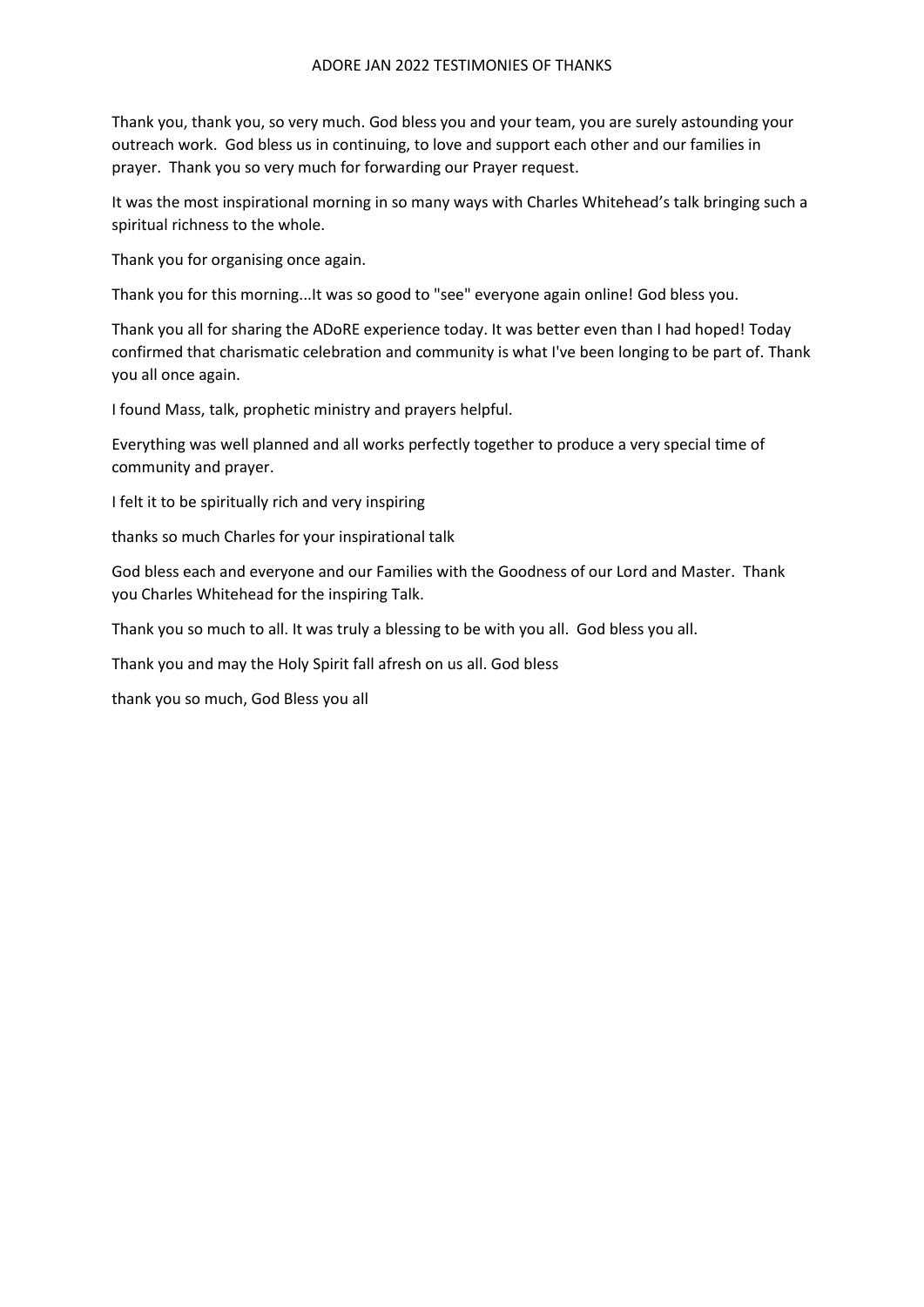ADORE JAN 2022 TESTIMONIES OF THANKS

Thank you, thank you, so very much. God bless you and your team, you are surely astounding your outreach work. God bless us in continuing, to love and support each other and our families in prayer. Thank you so very much for forwarding our Prayer request.

It was the most inspirational morning in so many ways with Charles Whitehead's talk bringing such a spiritual richness to the whole.

Thank you for organising once again.

Thank you for this morning...It was so good to "see" everyone again online! God bless you.

Thank you all for sharing the ADoRE experience today. It was better even than I had hoped! Today confirmed that charismatic celebration and community is what I've been longing to be part of. Thank you all once again.

I found Mass, talk, prophetic ministry and prayers helpful.

Everything was well planned and all works perfectly together to produce a very special time of community and prayer.

I felt it to be spiritually rich and very inspiring

thanks so much Charles for your inspirational talk

God bless each and everyone and our Families with the Goodness of our Lord and Master. Thank you Charles Whitehead for the inspiring Talk.

Thank you so much to all. It was truly a blessing to be with you all. God bless you all.

Thank you and may the Holy Spirit fall afresh on us all. God bless

thank you so much, God Bless you all